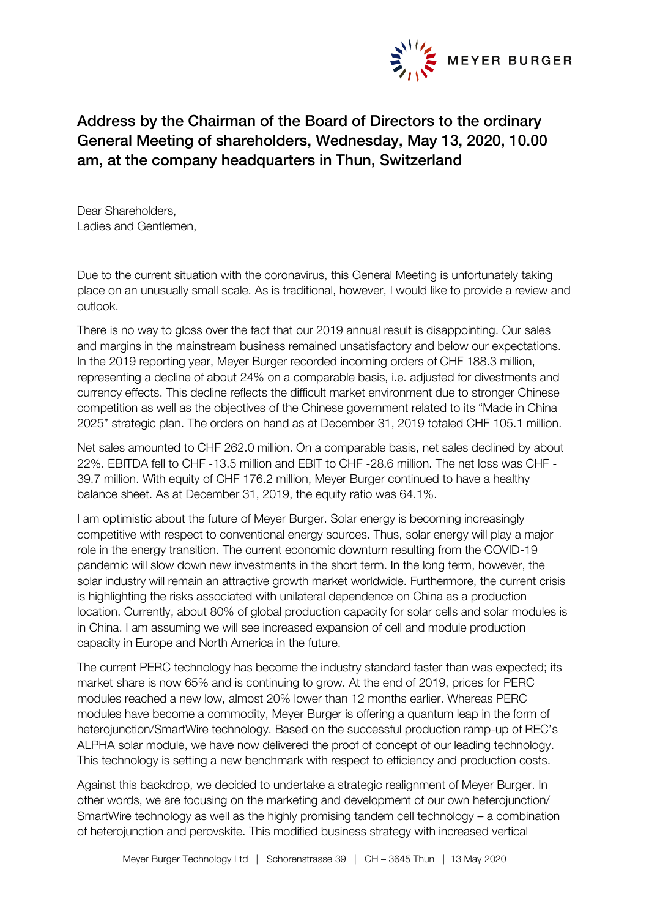# Address by the Chairman of the Board of Directors to the ordinary General Meeting of shareholders, Wednesday, May 13, 2020, 10.00 am, at the company headquarters in Thun, Switzerland

Dear Shareholders,
Ladies and Gentlemen,

Due to the current situation with the coronavirus, this General Meeting is unfortunately taking place on an unusually small scale. As is traditional, however, I would like to provide a review and outlook.

There is no way to gloss over the fact that our 2019 annual result is disappointing. Our sales and margins in the mainstream business remained unsatisfactory and below our expectations. In the 2019 reporting year, Meyer Burger recorded incoming orders of CHF 188.3 million, representing a decline of about 24% on a comparable basis, i.e. adjusted for divestments and currency effects. This decline reflects the difficult market environment due to stronger Chinese competition as well as the objectives of the Chinese government related to its "Made in China 2025" strategic plan. The orders on hand as at December 31, 2019 totaled CHF 105.1 million.

Net sales amounted to CHF 262.0 million. On a comparable basis, net sales declined by about 22%. EBITDA fell to CHF -13.5 million and EBIT to CHF -28.6 million. The net loss was CHF -39.7 million. With equity of CHF 176.2 million, Meyer Burger continued to have a healthy balance sheet. As at December 31, 2019, the equity ratio was 64.1%.

I am optimistic about the future of Meyer Burger. Solar energy is becoming increasingly competitive with respect to conventional energy sources. Thus, solar energy will play a major role in the energy transition. The current economic downturn resulting from the COVID-19 pandemic will slow down new investments in the short term. In the long term, however, the solar industry will remain an attractive growth market worldwide. Furthermore, the current crisis is highlighting the risks associated with unilateral dependence on China as a production location. Currently, about 80% of global production capacity for solar cells and solar modules is in China. I am assuming we will see increased expansion of cell and module production capacity in Europe and North America in the future.

The current PERC technology has become the industry standard faster than was expected; its market share is now 65% and is continuing to grow. At the end of 2019, prices for PERC modules reached a new low, almost 20% lower than 12 months earlier. Whereas PERC modules have become a commodity, Meyer Burger is offering a quantum leap in the form of heterojunction/SmartWire technology. Based on the successful production ramp-up of REC's ALPHA solar module, we have now delivered the proof of concept of our leading technology. This technology is setting a new benchmark with respect to efficiency and production costs.

Against this backdrop, we decided to undertake a strategic realignment of Meyer Burger. In other words, we are focusing on the marketing and development of our own heterojunction/ SmartWire technology as well as the highly promising tandem cell technology – a combination of heterojunction and perovskite. This modified business strategy with increased vertical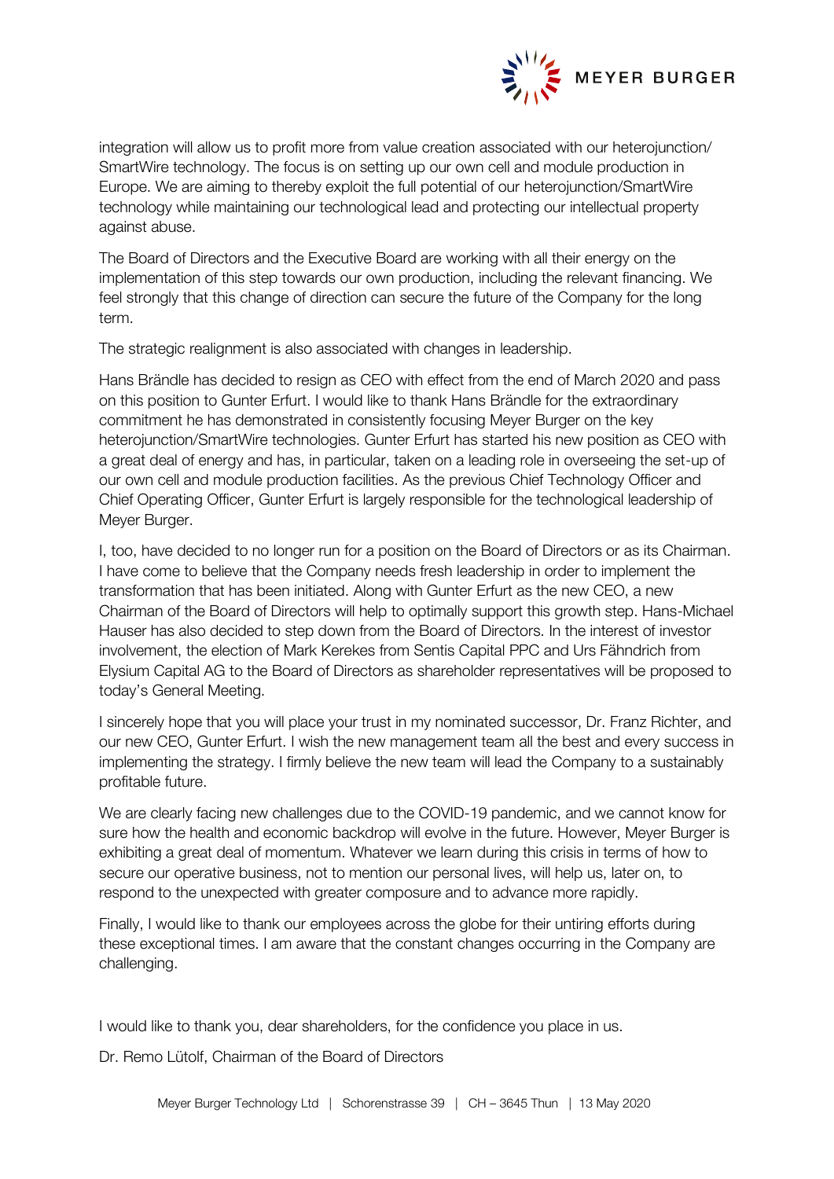integration will allow us to profit more from value creation associated with our heterojunction/ SmartWire technology. The focus is on setting up our own cell and module production in Europe. We are aiming to thereby exploit the full potential of our heterojunction/SmartWire technology while maintaining our technological lead and protecting our intellectual property against abuse.

The Board of Directors and the Executive Board are working with all their energy on the implementation of this step towards our own production, including the relevant financing. We feel strongly that this change of direction can secure the future of the Company for the long term.

The strategic realignment is also associated with changes in leadership.

Hans Brändle has decided to resign as CEO with effect from the end of March 2020 and pass on this position to Gunter Erfurt. I would like to thank Hans Brändle for the extraordinary commitment he has demonstrated in consistently focusing Meyer Burger on the key heterojunction/SmartWire technologies. Gunter Erfurt has started his new position as CEO with a great deal of energy and has, in particular, taken on a leading role in overseeing the set-up of our own cell and module production facilities. As the previous Chief Technology Officer and Chief Operating Officer, Gunter Erfurt is largely responsible for the technological leadership of Meyer Burger.

I, too, have decided to no longer run for a position on the Board of Directors or as its Chairman. I have come to believe that the Company needs fresh leadership in order to implement the transformation that has been initiated. Along with Gunter Erfurt as the new CEO, a new Chairman of the Board of Directors will help to optimally support this growth step. Hans-Michael Hauser has also decided to step down from the Board of Directors. In the interest of investor involvement, the election of Mark Kerekes from Sentis Capital PPC and Urs Fähndrich from Elysium Capital AG to the Board of Directors as shareholder representatives will be proposed to today's General Meeting.

I sincerely hope that you will place your trust in my nominated successor, Dr. Franz Richter, and our new CEO, Gunter Erfurt. I wish the new management team all the best and every success in implementing the strategy. I firmly believe the new team will lead the Company to a sustainably profitable future.

We are clearly facing new challenges due to the COVID-19 pandemic, and we cannot know for sure how the health and economic backdrop will evolve in the future. However, Meyer Burger is exhibiting a great deal of momentum. Whatever we learn during this crisis in terms of how to secure our operative business, not to mention our personal lives, will help us, later on, to respond to the unexpected with greater composure and to advance more rapidly.

Finally, I would like to thank our employees across the globe for their untiring efforts during these exceptional times. I am aware that the constant changes occurring in the Company are challenging.

I would like to thank you, dear shareholders, for the confidence you place in us.

Dr. Remo Lütolf, Chairman of the Board of Directors